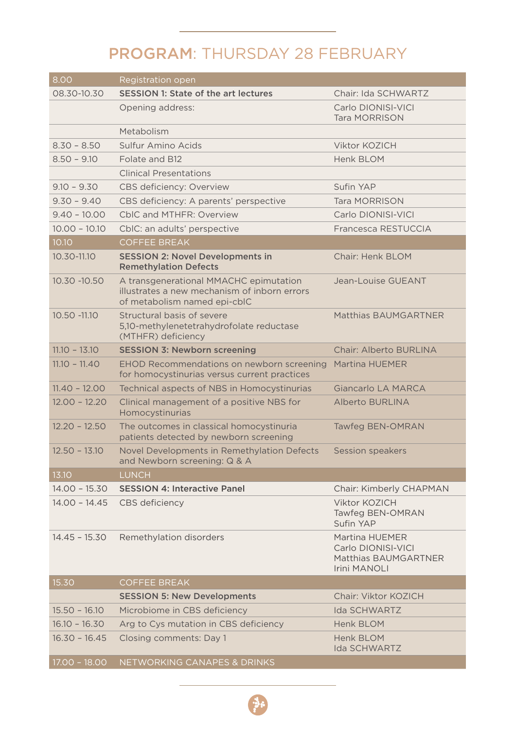# PROGRAM: THURSDAY 28 FEBRUARY

| | | |
|---|---|---|
| 8.00 | Registration open | |
| 08.30-10.30 | **SESSION 1: State of the art lectures** | Chair: Ida SCHWARTZ |
| | Opening address: | Carlo DIONISI-VICI<br>Tara MORRISON |
| | Metabolism | |
| 8.30 – 8.50 | Sulfur Amino Acids | Viktor KOZICH |
| 8.50 – 9.10 | Folate and B12 | Henk BLOM |
| | Clinical Presentations | |
| 9.10 – 9.30 | CBS deficiency: Overview | Sufin YAP |
| 9.30 – 9.40 | CBS deficiency: A parents' perspective | Tara MORRISON |
| 9.40 – 10.00 | CblC and MTHFR: Overview | Carlo DIONISI-VICI |
| 10.00 – 10.10 | CblC: an adults' perspective | Francesca RESTUCCIA |
| 10.10 | COFFEE BREAK | |
| 10.30-11.10 | **SESSION 2: Novel Developments in Remethylation Defects** | Chair: Henk BLOM |
| 10.30 -10.50 | A transgenerational MMACHC epimutation illustrates a new mechanism of inborn errors of metabolism named epi-cblC | Jean-Louise GUEANT |
| 10.50 -11.10 | Structural basis of severe 5,10-methylenetetrahydrofolate reductase (MTHFR) deficiency | Matthias BAUMGARTNER |
| 11.10 – 13.10 | **SESSION 3: Newborn screening** | Chair: Alberto BURLINA |
| 11.10 – 11.40 | EHOD Recommendations on newborn screening for homocystinurias versus current practices | Martina HUEMER |
| 11.40 – 12.00 | Technical aspects of NBS in Homocystinurias | Giancarlo LA MARCA |
| 12.00 – 12.20 | Clinical management of a positive NBS for Homocystinurias | Alberto BURLINA |
| 12.20 – 12.50 | The outcomes in classical homocystinuria patients detected by newborn screening | Tawfeg BEN-OMRAN |
| 12.50 – 13.10 | Novel Developments in Remethylation Defects and Newborn screening: Q & A | Session speakers |
| 13.10 | LUNCH | |
| 14.00 – 15.30 | **SESSION 4: Interactive Panel** | Chair: Kimberly CHAPMAN |
| 14.00 – 14.45 | CBS deficiency | Viktor KOZICH<br>Tawfeg BEN-OMRAN<br>Sufin YAP |
| 14.45 – 15.30 | Remethylation disorders | Martina HUEMER<br>Carlo DIONISI-VICI<br>Matthias BAUMGARTNER<br>Irini MANOLI |
| 15.30 | COFFEE BREAK | |
| | **SESSION 5: New Developments** | Chair: Viktor KOZICH |
| 15.50 – 16.10 | Microbiome in CBS deficiency | Ida SCHWARTZ |
| 16.10 – 16.30 | Arg to Cys mutation in CBS deficiency | Henk BLOM |
| 16.30 – 16.45 | Closing comments: Day 1 | Henk BLOM<br>Ida SCHWARTZ |
| 17.00 – 18.00 | NETWORKING CANAPES & DRINKS | |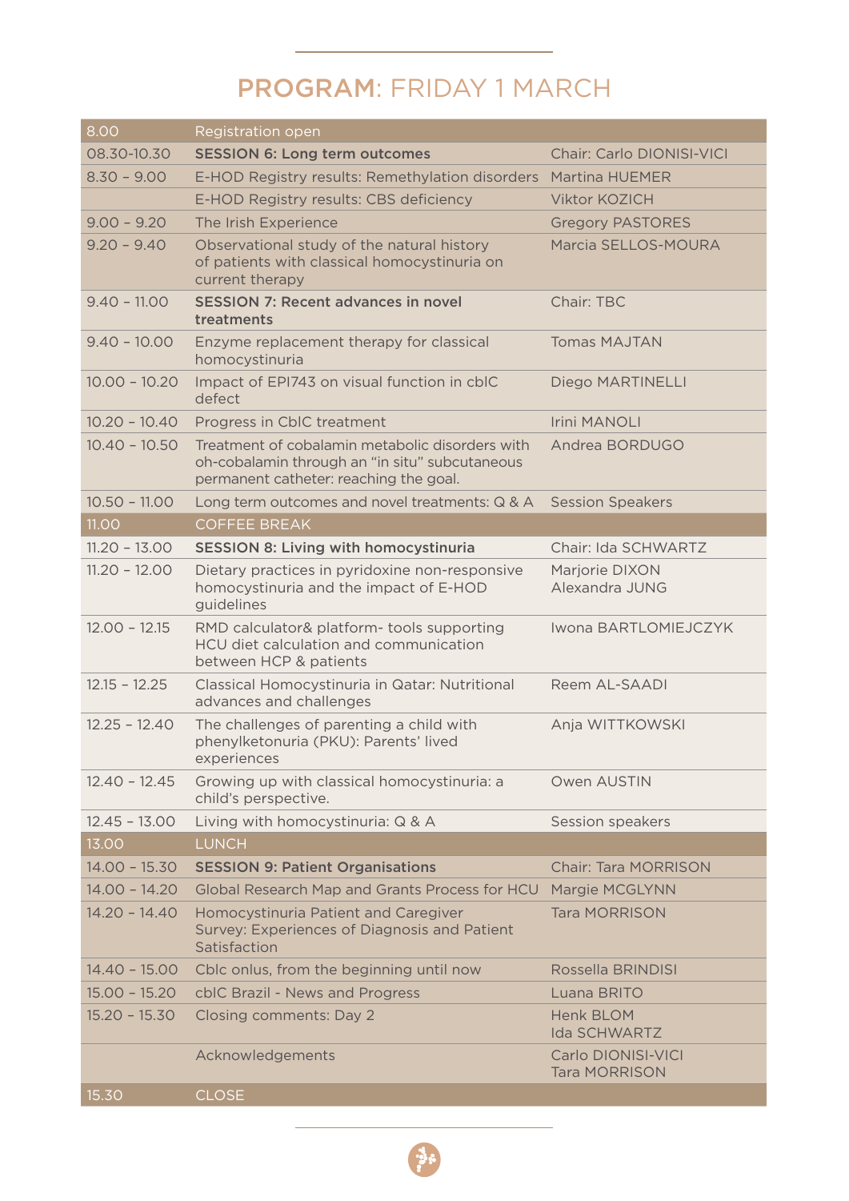# PROGRAM: FRIDAY 1 MARCH

| | | |
|---|---|---|
| 8.00 | Registration open | |
| 08.30-10.30 | **SESSION 6: Long term outcomes** | Chair: Carlo DIONISI-VICI |
| 8.30 – 9.00 | E-HOD Registry results: Remethylation disorders | Martina HUEMER |
| | E-HOD Registry results: CBS deficiency | Viktor KOZICH |
| 9.00 – 9.20 | The Irish Experience | Gregory PASTORES |
| 9.20 – 9.40 | Observational study of the natural history of patients with classical homocystinuria on current therapy | Marcia SELLOS-MOURA |
| 9.40 – 11.00 | **SESSION 7: Recent advances in novel treatments** | Chair: TBC |
| 9.40 – 10.00 | Enzyme replacement therapy for classical homocystinuria | Tomas MAJTAN |
| 10.00 – 10.20 | Impact of EPI743 on visual function in cblC defect | Diego MARTINELLI |
| 10.20 – 10.40 | Progress in CblC treatment | Irini MANOLI |
| 10.40 – 10.50 | Treatment of cobalamin metabolic disorders with oh-cobalamin through an “in situ” subcutaneous permanent catheter: reaching the goal. | Andrea BORDUGO |
| 10.50 – 11.00 | Long term outcomes and novel treatments: Q & A | Session Speakers |
| 11.00 | COFFEE BREAK | |
| 11.20 – 13.00 | **SESSION 8: Living with homocystinuria** | Chair: Ida SCHWARTZ |
| 11.20 – 12.00 | Dietary practices in pyridoxine non-responsive homocystinuria and the impact of E-HOD guidelines | Marjorie DIXON<br>Alexandra JUNG |
| 12.00 – 12.15 | RMD calculator& platform- tools supporting HCU diet calculation and communication between HCP & patients | Iwona BARTLOMIEJCZYK |
| 12.15 – 12.25 | Classical Homocystinuria in Qatar: Nutritional advances and challenges | Reem AL-SAADI |
| 12.25 – 12.40 | The challenges of parenting a child with phenylketonuria (PKU): Parents’ lived experiences | Anja WITTKOWSKI |
| 12.40 – 12.45 | Growing up with classical homocystinuria: a child’s perspective. | Owen AUSTIN |
| 12.45 – 13.00 | Living with homocystinuria: Q & A | Session speakers |
| 13.00 | LUNCH | |
| 14.00 – 15.30 | **SESSION 9: Patient Organisations** | Chair: Tara MORRISON |
| 14.00 – 14.20 | Global Research Map and Grants Process for HCU | Margie MCGLYNN |
| 14.20 – 14.40 | Homocystinuria Patient and Caregiver Survey: Experiences of Diagnosis and Patient Satisfaction | Tara MORRISON |
| 14.40 – 15.00 | Cblc onlus, from the beginning until now | Rossella BRINDISI |
| 15.00 – 15.20 | cblC Brazil - News and Progress | Luana BRITO |
| 15.20 – 15.30 | Closing comments: Day 2 | Henk BLOM<br>Ida SCHWARTZ |
| | Acknowledgements | Carlo DIONISI-VICI<br>Tara MORRISON |
| 15.30 | CLOSE | |